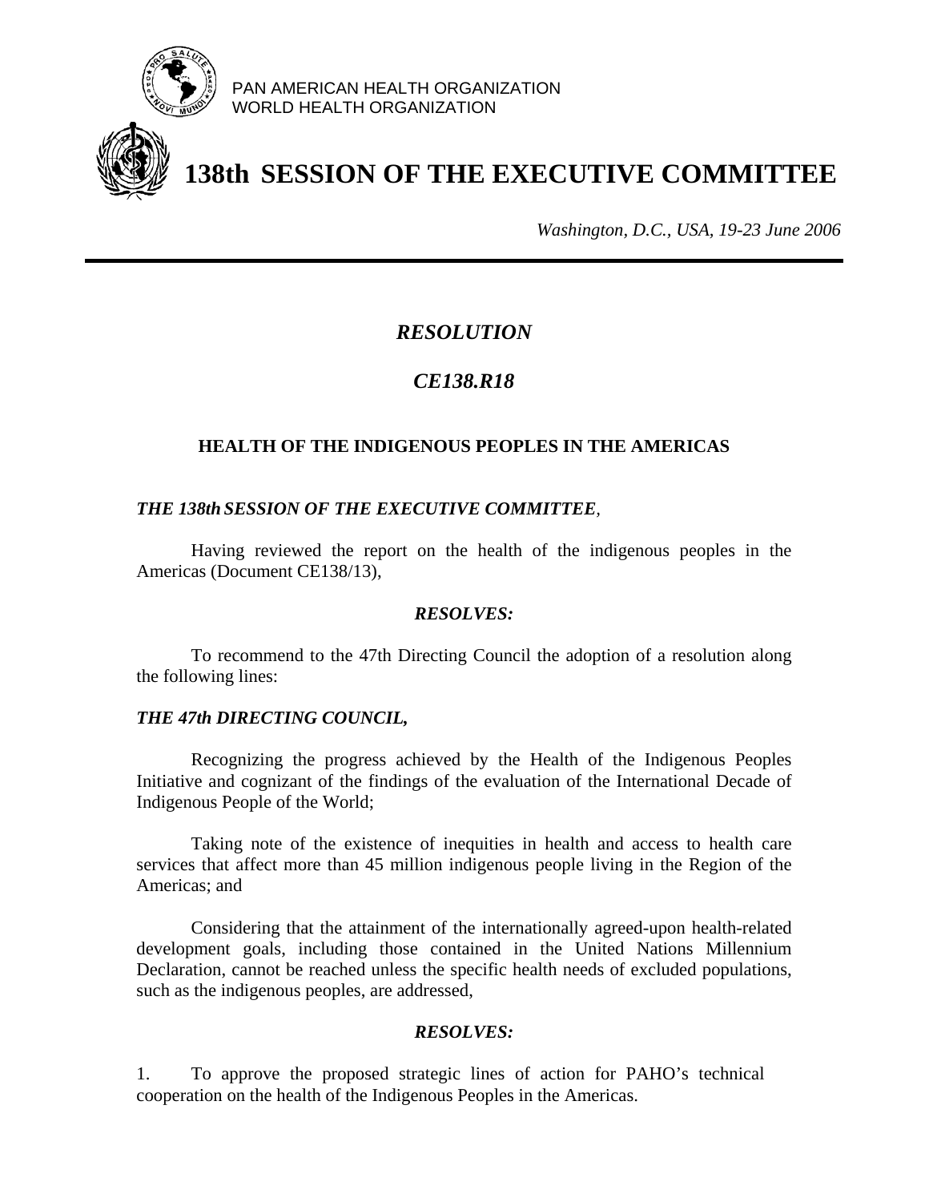PAN AMERICAN HEALTH ORGANIZATION
WORLD HEALTH ORGANIZATION

# 138th SESSION OF THE EXECUTIVE COMMITTEE

*Washington, D.C., USA, 19-23 June 2006*

---

## *RESOLUTION*

## *CE138.R18*

### HEALTH OF THE INDIGENOUS PEOPLES IN THE AMERICAS

***THE 138th SESSION OF THE EXECUTIVE COMMITTEE**,*

Having reviewed the report on the health of the indigenous peoples in the Americas (Document CE138/13),

***RESOLVES:***

To recommend to the 47th Directing Council the adoption of a resolution along the following lines:

***THE 47th DIRECTING COUNCIL,***

Recognizing the progress achieved by the Health of the Indigenous Peoples Initiative and cognizant of the findings of the evaluation of the International Decade of Indigenous People of the World;

Taking note of the existence of inequities in health and access to health care services that affect more than 45 million indigenous people living in the Region of the Americas; and

Considering that the attainment of the internationally agreed-upon health-related development goals, including those contained in the United Nations Millennium Declaration, cannot be reached unless the specific health needs of excluded populations, such as the indigenous peoples, are addressed,

***RESOLVES:***

1. To approve the proposed strategic lines of action for PAHO's technical cooperation on the health of the Indigenous Peoples in the Americas.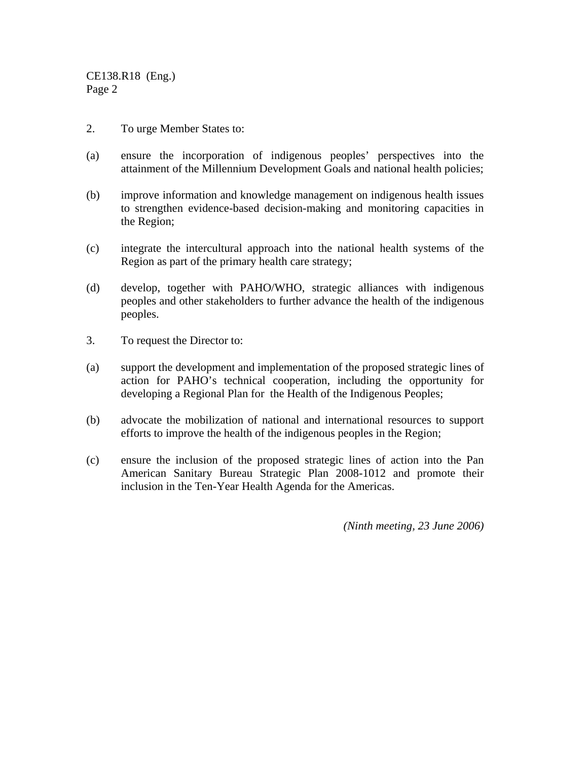2. To urge Member States to:

(a) ensure the incorporation of indigenous peoples' perspectives into the attainment of the Millennium Development Goals and national health policies;

(b) improve information and knowledge management on indigenous health issues to strengthen evidence-based decision-making and monitoring capacities in the Region;

(c) integrate the intercultural approach into the national health systems of the Region as part of the primary health care strategy;

(d) develop, together with PAHO/WHO, strategic alliances with indigenous peoples and other stakeholders to further advance the health of the indigenous peoples.

3. To request the Director to:

(a) support the development and implementation of the proposed strategic lines of action for PAHO's technical cooperation, including the opportunity for developing a Regional Plan for the Health of the Indigenous Peoples;

(b) advocate the mobilization of national and international resources to support efforts to improve the health of the indigenous peoples in the Region;

(c) ensure the inclusion of the proposed strategic lines of action into the Pan American Sanitary Bureau Strategic Plan 2008-1012 and promote their inclusion in the Ten-Year Health Agenda for the Americas.

*(Ninth meeting, 23 June 2006)*